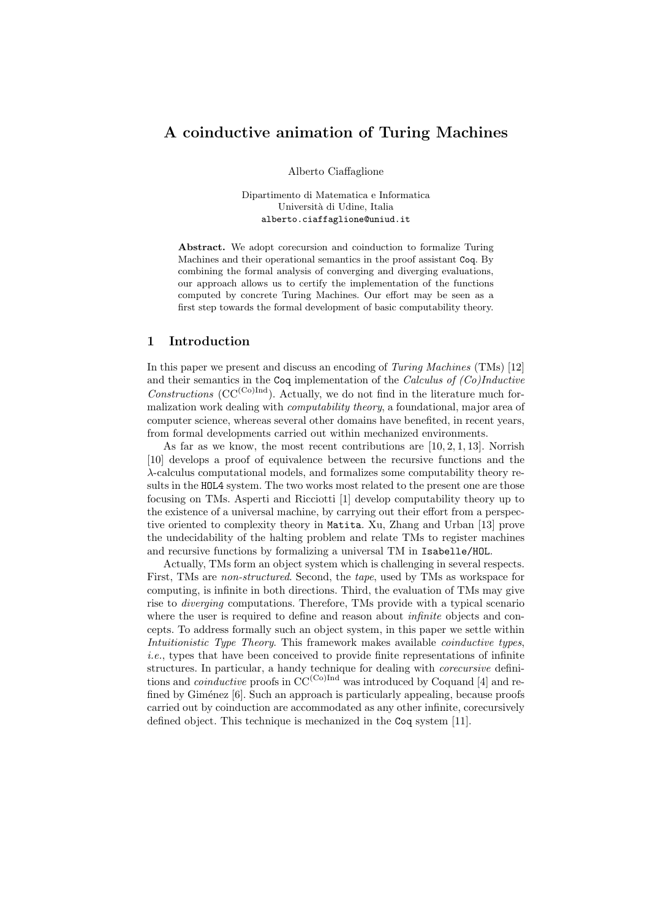# A coinductive animation of Turing Machines

Alberto Ciaffaglione

Dipartimento di Matematica e Informatica
Università di Udine, Italia
alberto.ciaffaglione@uniud.it

**Abstract.** We adopt corecursion and coinduction to formalize Turing Machines and their operational semantics in the proof assistant `Coq`. By combining the formal analysis of converging and diverging evaluations, our approach allows us to certify the implementation of the functions computed by concrete Turing Machines. Our effort may be seen as a first step towards the formal development of basic computability theory.

## 1 Introduction

In this paper we present and discuss an encoding of *Turing Machines* (TMs) [12] and their semantics in the `Coq` implementation of the *Calculus of (Co)Inductive Constructions* ($\mathrm{CC}^{(\mathrm{Co})\mathrm{Ind}}$). Actually, we do not find in the literature much formalization work dealing with *computability theory*, a foundational, major area of computer science, whereas several other domains have benefited, in recent years, from formal developments carried out within mechanized environments.

As far as we know, the most recent contributions are [10, 2, 1, 13]. Norrish [10] develops a proof of equivalence between the recursive functions and the $\lambda$-calculus computational models, and formalizes some computability theory results in the `HOL4` system. The two works most related to the present one are those focusing on TMs. Asperti and Ricciotti [1] develop computability theory up to the existence of a universal machine, by carrying out their effort from a perspective oriented to complexity theory in `Matita`. Xu, Zhang and Urban [13] prove the undecidability of the halting problem and relate TMs to register machines and recursive functions by formalizing a universal TM in `Isabelle/HOL`.

Actually, TMs form an object system which is challenging in several respects. First, TMs are *non-structured*. Second, the *tape*, used by TMs as workspace for computing, is infinite in both directions. Third, the evaluation of TMs may give rise to *diverging* computations. Therefore, TMs provide with a typical scenario where the user is required to define and reason about *infinite* objects and concepts. To address formally such an object system, in this paper we settle within *Intuitionistic Type Theory*. This framework makes available *coinductive types*, *i.e.*, types that have been conceived to provide finite representations of infinite structures. In particular, a handy technique for dealing with *corecursive* definitions and *coinductive* proofs in $\mathrm{CC}^{(\mathrm{Co})\mathrm{Ind}}$ was introduced by Coquand [4] and refined by Giménez [6]. Such an approach is particularly appealing, because proofs carried out by coinduction are accommodated as any other infinite, corecursively defined object. This technique is mechanized in the `Coq` system [11].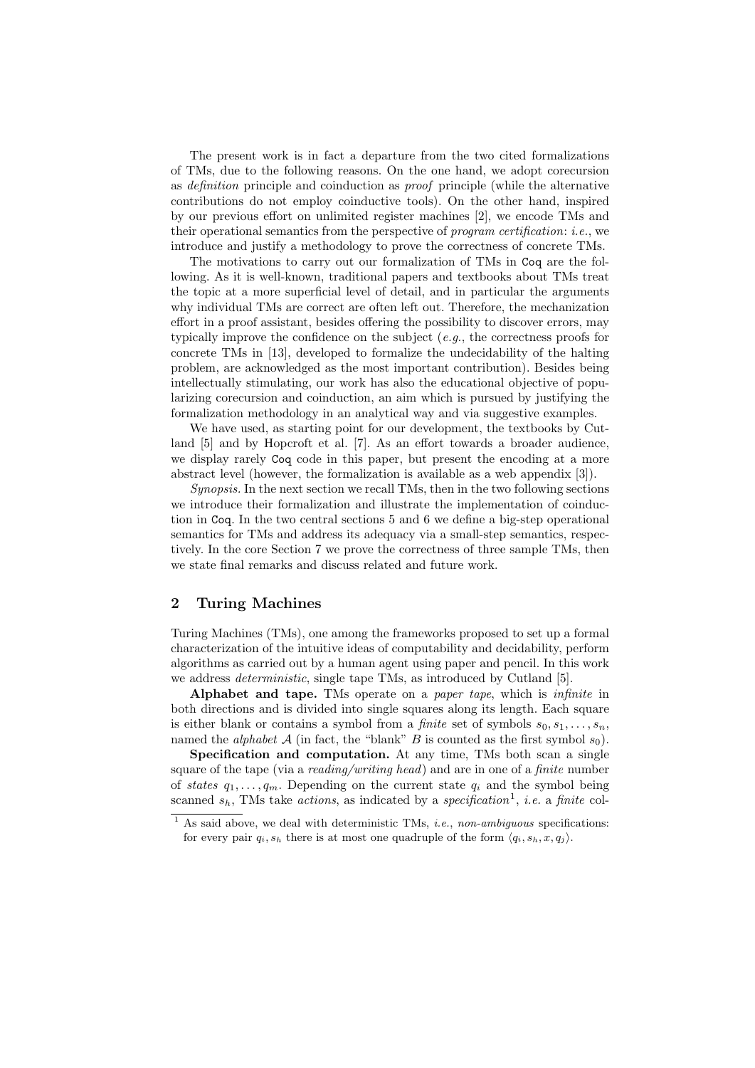The present work is in fact a departure from the two cited formalizations of TMs, due to the following reasons. On the one hand, we adopt corecursion as *definition* principle and coinduction as *proof* principle (while the alternative contributions do not employ coinductive tools). On the other hand, inspired by our previous effort on unlimited register machines [2], we encode TMs and their operational semantics from the perspective of *program certification*: *i.e.*, we introduce and justify a methodology to prove the correctness of concrete TMs.

The motivations to carry out our formalization of TMs in `Coq` are the following. As it is well-known, traditional papers and textbooks about TMs treat the topic at a more superficial level of detail, and in particular the arguments why individual TMs are correct are often left out. Therefore, the mechanization effort in a proof assistant, besides offering the possibility to discover errors, may typically improve the confidence on the subject (*e.g.*, the correctness proofs for concrete TMs in [13], developed to formalize the undecidability of the halting problem, are acknowledged as the most important contribution). Besides being intellectually stimulating, our work has also the educational objective of popularizing corecursion and coinduction, an aim which is pursued by justifying the formalization methodology in an analytical way and via suggestive examples.

We have used, as starting point for our development, the textbooks by Cutland [5] and by Hopcroft et al. [7]. As an effort towards a broader audience, we display rarely `Coq` code in this paper, but present the encoding at a more abstract level (however, the formalization is available as a web appendix [3]).

*Synopsis.* In the next section we recall TMs, then in the two following sections we introduce their formalization and illustrate the implementation of coinduction in `Coq`. In the two central sections 5 and 6 we define a big-step operational semantics for TMs and address its adequacy via a small-step semantics, respectively. In the core Section 7 we prove the correctness of three sample TMs, then we state final remarks and discuss related and future work.

## 2 Turing Machines

Turing Machines (TMs), one among the frameworks proposed to set up a formal characterization of the intuitive ideas of computability and decidability, perform algorithms as carried out by a human agent using paper and pencil. In this work we address *deterministic*, single tape TMs, as introduced by Cutland [5].

**Alphabet and tape.** TMs operate on a *paper tape*, which is *infinite* in both directions and is divided into single squares along its length. Each square is either blank or contains a symbol from a *finite* set of symbols $s_0, s_1, \ldots, s_n$, named the *alphabet* $\mathcal{A}$ (in fact, the "blank" $B$ is counted as the first symbol $s_0$).

**Specification and computation.** At any time, TMs both scan a single square of the tape (via a *reading/writing head*) and are in one of a *finite* number of *states* $q_1, \ldots, q_m$. Depending on the current state $q_i$ and the symbol being scanned $s_h$, TMs take *actions*, as indicated by a *specification*[1], *i.e.* a *finite* col-

[1] As said above, we deal with deterministic TMs, *i.e.*, *non-ambiguous* specifications: for every pair $q_i, s_h$ there is at most one quadruple of the form $\langle q_i, s_h, x, q_j \rangle$.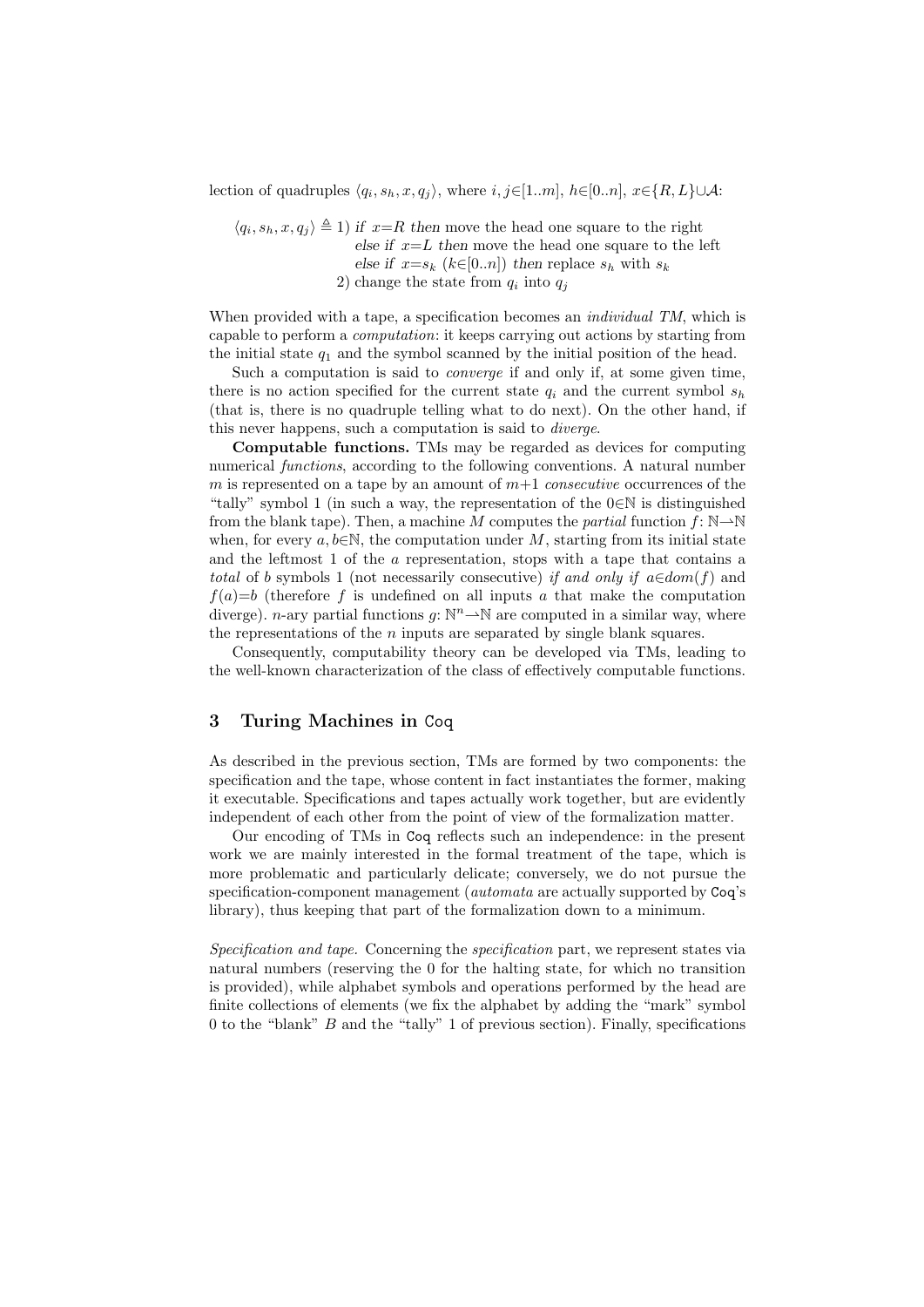lection of quadruples $\langle q_i, s_h, x, q_j \rangle$, where $i, j \in [1..m]$, $h \in [0..n]$, $x \in \{R, L\} \cup \mathcal{A}$:

$\langle q_i, s_h, x, q_j \rangle \triangleq$ 1) *if* $x{=}R$ *then* move the head one square to the right
*else if* $x{=}L$ *then* move the head one square to the left
*else if* $x{=}s_k$ ($k \in [0..n]$) *then* replace $s_h$ with $s_k$
2) change the state from $q_i$ into $q_j$

When provided with a tape, a specification becomes an *individual TM*, which is capable to perform a *computation*: it keeps carrying out actions by starting from the initial state $q_1$ and the symbol scanned by the initial position of the head.

Such a computation is said to *converge* if and only if, at some given time, there is no action specified for the current state $q_i$ and the current symbol $s_h$ (that is, there is no quadruple telling what to do next). On the other hand, if this never happens, such a computation is said to *diverge*.

**Computable functions.** TMs may be regarded as devices for computing numerical *functions*, according to the following conventions. A natural number $m$ is represented on a tape by an amount of $m{+}1$ *consecutive* occurrences of the "tally" symbol 1 (in such a way, the representation of the $0 \in \mathbb{N}$ is distinguished from the blank tape). Then, a machine $M$ computes the *partial* function $f \colon \mathbb{N} \rightharpoonup \mathbb{N}$ when, for every $a, b \in \mathbb{N}$, the computation under $M$, starting from its initial state and the leftmost 1 of the $a$ representation, stops with a tape that contains a *total* of $b$ symbols 1 (not necessarily consecutive) *if and only if* $a \in dom(f)$ and $f(a){=}b$ (therefore $f$ is undefined on all inputs $a$ that make the computation diverge). $n$-ary partial functions $g \colon \mathbb{N}^n \rightharpoonup \mathbb{N}$ are computed in a similar way, where the representations of the $n$ inputs are separated by single blank squares.

Consequently, computability theory can be developed via TMs, leading to the well-known characterization of the class of effectively computable functions.

## 3 Turing Machines in `Coq`

As described in the previous section, TMs are formed by two components: the specification and the tape, whose content in fact instantiates the former, making it executable. Specifications and tapes actually work together, but are evidently independent of each other from the point of view of the formalization matter.

Our encoding of TMs in `Coq` reflects such an independence: in the present work we are mainly interested in the formal treatment of the tape, which is more problematic and particularly delicate; conversely, we do not pursue the specification-component management (*automata* are actually supported by `Coq`'s library), thus keeping that part of the formalization down to a minimum.

*Specification and tape.* Concerning the *specification* part, we represent states via natural numbers (reserving the 0 for the halting state, for which no transition is provided), while alphabet symbols and operations performed by the head are finite collections of elements (we fix the alphabet by adding the "mark" symbol 0 to the "blank" $B$ and the "tally" 1 of previous section). Finally, specifications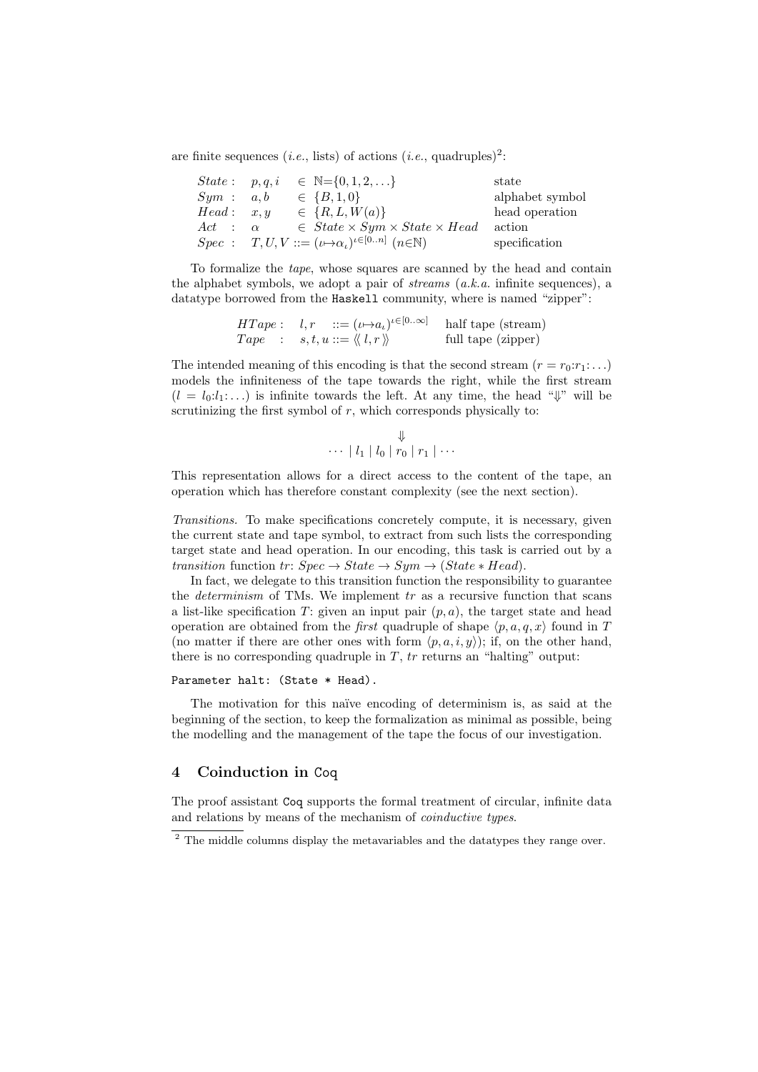are finite sequences (*i.e.*, lists) of actions (*i.e.*, quadruples)[2]:

| | | | |
|---|---|---|---|
| $State$ : | $p, q, i$ | $\in \mathbb{N}=\{0,1,2,\ldots\}$ | state |
| $Sym$ : | $a, b$ | $\in \{B, 1, 0\}$ | alphabet symbol |
| $Head$ : | $x, y$ | $\in \{R, L, W(a)\}$ | head operation |
| $Act$ : | $\alpha$ | $\in State \times Sym \times State \times Head$ | action |
| $Spec$ : | $T, U, V$ | $::= (\iota \mapsto \alpha_\iota)^{\iota \in [0..n]}$ $(n \in \mathbb{N})$ | specification |

To formalize the *tape*, whose squares are scanned by the head and contain the alphabet symbols, we adopt a pair of *streams* (*a.k.a.* infinite sequences), a datatype borrowed from the `Haskell` community, where is named "zipper":

| | | | |
|---|---|---|---|
| $HTape$ : | $l, r$ | $::= (\iota \mapsto a_\iota)^{\iota \in [0..\infty]}$ | half tape (stream) |
| $Tape$ : | $s, t, u$ | $::= \langle\!\langle\, l, r \,\rangle\!\rangle$ | full tape (zipper) |

The intended meaning of this encoding is that the second stream ($r = r_0{:}r_1{:}\ldots$) models the infiniteness of the tape towards the right, while the first stream ($l = l_0{:}l_1{:}\ldots$) is infinite towards the left. At any time, the head "$\Downarrow$" will be scrutinizing the first symbol of $r$, which corresponds physically to:

$$\begin{array}{c} \Downarrow \\ \cdots \mid l_1 \mid l_0 \mid r_0 \mid r_1 \mid \cdots \end{array}$$

This representation allows for a direct access to the content of the tape, an operation which has therefore constant complexity (see the next section).

*Transitions.* To make specifications concretely compute, it is necessary, given the current state and tape symbol, to extract from such lists the corresponding target state and head operation. In our encoding, this task is carried out by a *transition* function $tr$: $Spec \rightarrow State \rightarrow Sym \rightarrow (State * Head)$.

In fact, we delegate to this transition function the responsibility to guarantee the *determinism* of TMs. We implement $tr$ as a recursive function that scans a list-like specification $T$: given an input pair $(p, a)$, the target state and head operation are obtained from the *first* quadruple of shape $\langle p, a, q, x\rangle$ found in $T$ (no matter if there are other ones with form $\langle p, a, i, y\rangle$); if, on the other hand, there is no corresponding quadruple in $T$, $tr$ returns an "halting" output:

```
Parameter halt: (State * Head).
```

The motivation for this naïve encoding of determinism is, as said at the beginning of the section, to keep the formalization as minimal as possible, being the modelling and the management of the tape the focus of our investigation.

## 4 Coinduction in `Coq`

The proof assistant `Coq` supports the formal treatment of circular, infinite data and relations by means of the mechanism of *coinductive types*.

[2] The middle columns display the metavariables and the datatypes they range over.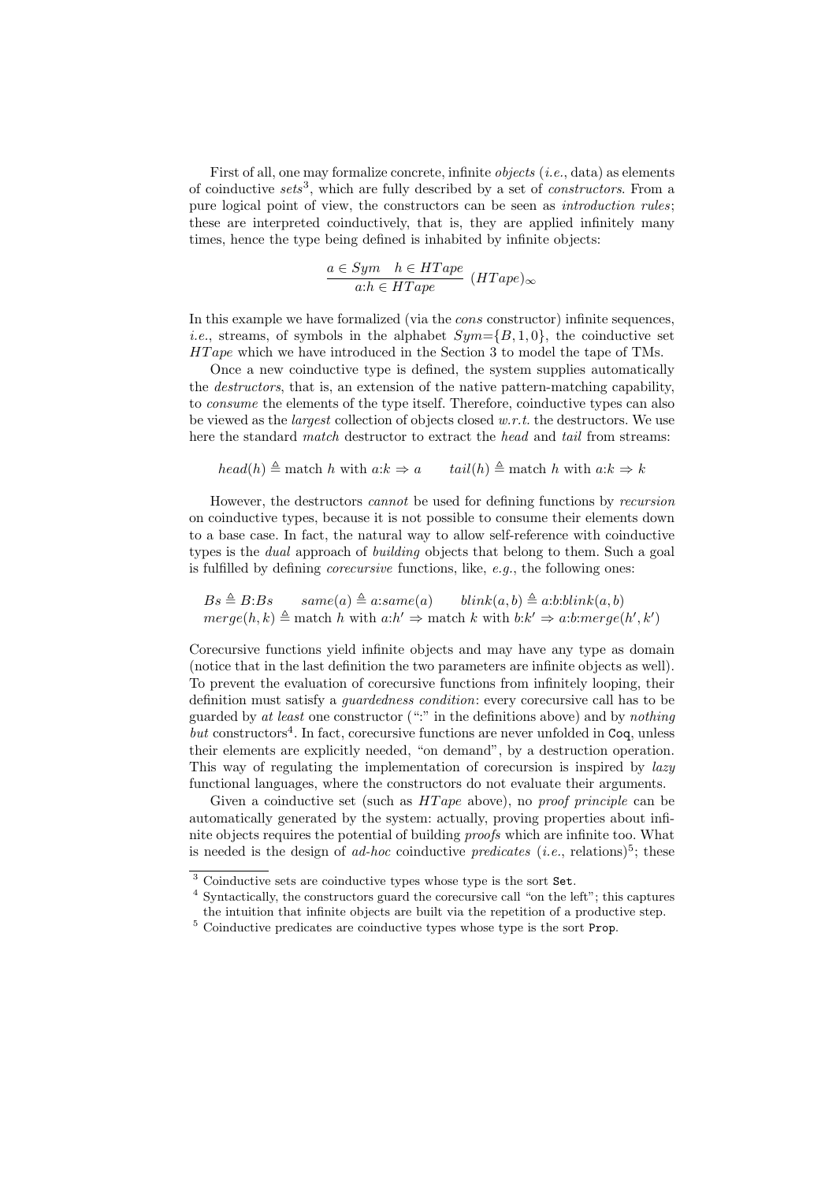First of all, one may formalize concrete, infinite *objects* (*i.e.*, data) as elements of coinductive *sets*[3], which are fully described by a set of *constructors*. From a pure logical point of view, the constructors can be seen as *introduction rules*; these are interpreted coinductively, that is, they are applied infinitely many times, hence the type being defined is inhabited by infinite objects:

$$\frac{a \in Sym \quad h \in HTape}{a{:}h \in HTape} \ (HTape)_\infty$$

In this example we have formalized (via the *cons* constructor) infinite sequences, *i.e.*, streams, of symbols in the alphabet $Sym{=}\{B, 1, 0\}$, the coinductive set $HTape$ which we have introduced in the Section 3 to model the tape of TMs.

Once a new coinductive type is defined, the system supplies automatically the *destructors*, that is, an extension of the native pattern-matching capability, to *consume* the elements of the type itself. Therefore, coinductive types can also be viewed as the *largest* collection of objects closed *w.r.t.* the destructors. We use here the standard *match* destructor to extract the *head* and *tail* from streams:

$$head(h) \triangleq \text{match } h \text{ with } a{:}k \Rightarrow a \qquad tail(h) \triangleq \text{match } h \text{ with } a{:}k \Rightarrow k$$

However, the destructors *cannot* be used for defining functions by *recursion* on coinductive types, because it is not possible to consume their elements down to a base case. In fact, the natural way to allow self-reference with coinductive types is the *dual* approach of *building* objects that belong to them. Such a goal is fulfilled by defining *corecursive* functions, like, *e.g.*, the following ones:

$$Bs \triangleq B{:}Bs \qquad same(a) \triangleq a{:}same(a) \qquad blink(a,b) \triangleq a{:}b{:}blink(a,b)$$
$$merge(h,k) \triangleq \text{match } h \text{ with } a{:}h' \Rightarrow \text{match } k \text{ with } b{:}k' \Rightarrow a{:}b{:}merge(h',k')$$

Corecursive functions yield infinite objects and may have any type as domain (notice that in the last definition the two parameters are infinite objects as well). To prevent the evaluation of corecursive functions from infinitely looping, their definition must satisfy a *guardedness condition*: every corecursive call has to be guarded by *at least* one constructor (":" in the definitions above) and by *nothing but* constructors[4]. In fact, corecursive functions are never unfolded in Coq, unless their elements are explicitly needed, "on demand", by a destruction operation. This way of regulating the implementation of corecursion is inspired by *lazy* functional languages, where the constructors do not evaluate their arguments.

Given a coinductive set (such as $HTape$ above), no *proof principle* can be automatically generated by the system: actually, proving properties about infinite objects requires the potential of building *proofs* which are infinite too. What is needed is the design of *ad-hoc* coinductive *predicates* (*i.e.*, relations)[5]; these

[3] Coinductive sets are coinductive types whose type is the sort Set.

[4] Syntactically, the constructors guard the corecursive call "on the left"; this captures the intuition that infinite objects are built via the repetition of a productive step.

[5] Coinductive predicates are coinductive types whose type is the sort Prop.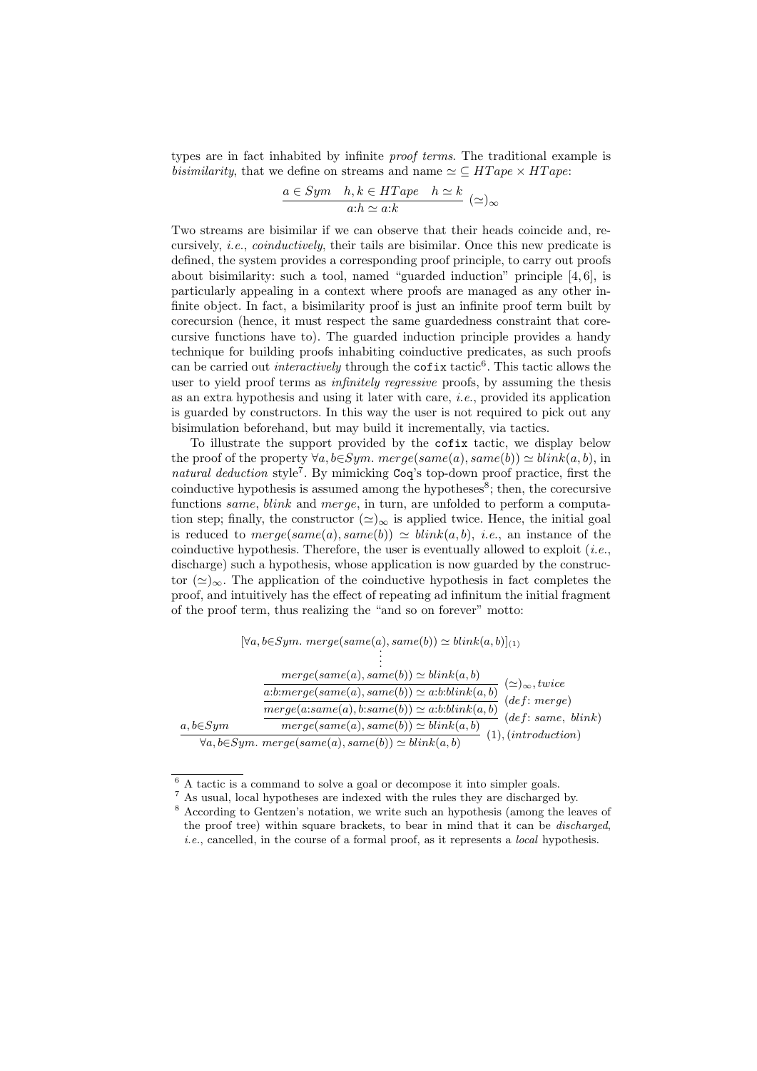types are in fact inhabited by infinite *proof terms*. The traditional example is *bisimilarity*, that we define on streams and name $\simeq \subseteq HTape \times HTape$:

$$\frac{a \in Sym \quad h, k \in HTape \quad h \simeq k}{a{:}h \simeq a{:}k} \; (\simeq)_\infty$$

Two streams are bisimilar if we can observe that their heads coincide and, recursively, *i.e.*, *coinductively*, their tails are bisimilar. Once this new predicate is defined, the system provides a corresponding proof principle, to carry out proofs about bisimilarity: such a tool, named "guarded induction" principle [4, 6], is particularly appealing in a context where proofs are managed as any other infinite object. In fact, a bisimilarity proof is just an infinite proof term built by corecursion (hence, it must respect the same guardedness constraint that corecursive functions have to). The guarded induction principle provides a handy technique for building proofs inhabiting coinductive predicates, as such proofs can be carried out *interactively* through the `cofix` tactic[6]. This tactic allows the user to yield proof terms as *infinitely regressive* proofs, by assuming the thesis as an extra hypothesis and using it later with care, *i.e.*, provided its application is guarded by constructors. In this way the user is not required to pick out any bisimulation beforehand, but may build it incrementally, via tactics.

To illustrate the support provided by the `cofix` tactic, we display below the proof of the property $\forall a, b{\in}Sym.\ merge(same(a), same(b)) \simeq blink(a, b)$, in *natural deduction* style[7]. By mimicking `Coq`'s top-down proof practice, first the coinductive hypothesis is assumed among the hypotheses[8]; then, the corecursive functions *same*, *blink* and *merge*, in turn, are unfolded to perform a computation step; finally, the constructor $(\simeq)_\infty$ is applied twice. Hence, the initial goal is reduced to $merge(same(a), same(b)) \simeq blink(a, b)$, *i.e.*, an instance of the coinductive hypothesis. Therefore, the user is eventually allowed to exploit (*i.e.*, discharge) such a hypothesis, whose application is now guarded by the constructor $(\simeq)_\infty$. The application of the coinductive hypothesis in fact completes the proof, and intuitively has the effect of repeating ad infinitum the initial fragment of the proof term, thus realizing the "and so on forever" motto:

$$\dfrac{a, b{\in}Sym \qquad \dfrac{\dfrac{\dfrac{\dfrac{\begin{array}{c}[\forall a, b{\in}Sym.\ merge(same(a), same(b)) \simeq blink(a, b)]_{(1)} \\ \vdots \end{array}}{merge(same(a), same(b)) \simeq blink(a, b)}}{a{:}b{:}merge(same(a), same(b)) \simeq a{:}b{:}blink(a, b)}\,(\simeq)_\infty, twice}{merge(a{:}same(a), b{:}same(b)) \simeq a{:}b{:}blink(a, b)}\,(def\colon merge)}{merge(same(a), same(b)) \simeq blink(a, b)}\,(def\colon same,\ blink)}{\forall a, b{\in}Sym.\ merge(same(a), same(b)) \simeq blink(a, b)}\,(1), (introduction)$$

---

[6] A tactic is a command to solve a goal or decompose it into simpler goals.

[7] As usual, local hypotheses are indexed with the rules they are discharged by.

[8] According to Gentzen's notation, we write such an hypothesis (among the leaves of the proof tree) within square brackets, to bear in mind that it can be *discharged*, *i.e.*, cancelled, in the course of a formal proof, as it represents a *local* hypothesis.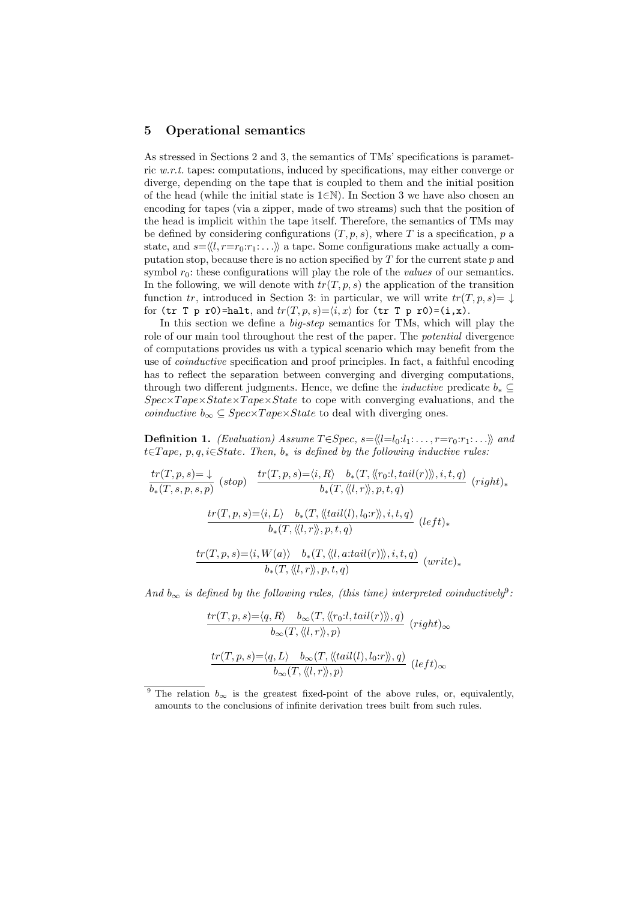## 5 Operational semantics

As stressed in Sections 2 and 3, the semantics of TMs' specifications is parametric *w.r.t.* tapes: computations, induced by specifications, may either converge or diverge, depending on the tape that is coupled to them and the initial position of the head (while the initial state is $1 \in \mathbb{N}$). In Section 3 we have also chosen an encoding for tapes (via a zipper, made of two streams) such that the position of the head is implicit within the tape itself. Therefore, the semantics of TMs may be defined by considering configurations $(T, p, s)$, where $T$ is a specification, $p$ a state, and $s = \langle\langle l, r = r_0 : r_1 : \ldots \rangle\rangle$ a tape. Some configurations make actually a computation stop, because there is no action specified by $T$ for the current state $p$ and symbol $r_0$: these configurations will play the role of the *values* of our semantics. In the following, we will denote with $tr(T, p, s)$ the application of the transition function $tr$, introduced in Section 3: in particular, we will write $tr(T, p, s) = \downarrow$ for `(tr T p r0)=halt`, and $tr(T, p, s) = \langle i, x \rangle$ for `(tr T p r0)=(i,x)`.

In this section we define a *big-step* semantics for TMs, which will play the role of our main tool throughout the rest of the paper. The *potential* divergence of computations provides us with a typical scenario which may benefit from the use of *coinductive* specification and proof principles. In fact, a faithful encoding has to reflect the separation between converging and diverging computations, through two different judgments. Hence, we define the *inductive* predicate $b_* \subseteq Spec \times Tape \times State \times Tape \times State$ to cope with converging evaluations, and the *coinductive* $b_\infty \subseteq Spec \times Tape \times State$ to deal with diverging ones.

**Definition 1.** *(Evaluation) Assume* $T \in Spec$, $s = \langle\langle l = l_0 : l_1 : \ldots, r = r_0 : r_1 : \ldots \rangle\rangle$ *and* $t \in Tape$, $p, q, i \in State$. *Then,* $b_*$ *is defined by the following inductive rules:*

$$\frac{tr(T,p,s) = \downarrow}{b_*(T,s,p,s,p)}\ (stop) \qquad \frac{tr(T,p,s) = \langle i, R\rangle \quad b_*(T, \langle\langle r_0 : l, tail(r)\rangle\rangle, i, t, q)}{b_*(T, \langle\langle l, r\rangle\rangle, p, t, q)}\ (right)_*$$

$$\frac{tr(T,p,s) = \langle i, L\rangle \quad b_*(T, \langle\langle tail(l), l_0 : r\rangle\rangle, i, t, q)}{b_*(T, \langle\langle l, r\rangle\rangle, p, t, q)}\ (left)_*$$

$$\frac{tr(T,p,s) = \langle i, W(a)\rangle \quad b_*(T, \langle\langle l, a : tail(r)\rangle\rangle, i, t, q)}{b_*(T, \langle\langle l, r\rangle\rangle, p, t, q)}\ (write)_*$$

*And* $b_\infty$ *is defined by the following rules, (this time) interpreted coinductively*[9]*:*

$$\frac{tr(T,p,s) = \langle q, R\rangle \quad b_\infty(T, \langle\langle r_0 : l, tail(r)\rangle\rangle, q)}{b_\infty(T, \langle\langle l, r\rangle\rangle, p)}\ (right)_\infty$$

$$\frac{tr(T,p,s) = \langle q, L\rangle \quad b_\infty(T, \langle\langle tail(l), l_0 : r\rangle\rangle, q)}{b_\infty(T, \langle\langle l, r\rangle\rangle, p)}\ (left)_\infty$$

[9] The relation $b_\infty$ is the greatest fixed-point of the above rules, or, equivalently, amounts to the conclusions of infinite derivation trees built from such rules.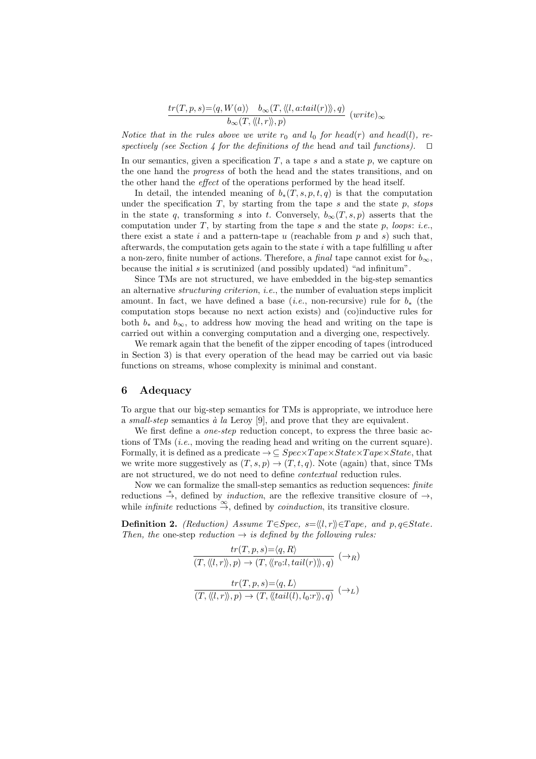$$\frac{tr(T,p,s)=\langle q, W(a)\rangle \quad b_\infty(T,\langle\langle l, a{:}tail(r)\rangle\rangle, q)}{b_\infty(T,\langle\langle l,r\rangle\rangle,p)}\ (write)_\infty$$

*Notice that in the rules above we write $r_0$ and $l_0$ for head$(r)$ and head$(l)$, respectively (see Section 4 for the definitions of the* head *and* tail *functions).* □

In our semantics, given a specification $T$, a tape $s$ and a state $p$, we capture on the one hand the *progress* of both the head and the states transitions, and on the other hand the *effect* of the operations performed by the head itself.

In detail, the intended meaning of $b_*(T,s,p,t,q)$ is that the computation under the specification $T$, by starting from the tape $s$ and the state $p$, *stops* in the state $q$, transforming $s$ into $t$. Conversely, $b_\infty(T,s,p)$ asserts that the computation under $T$, by starting from the tape $s$ and the state $p$, *loops*: *i.e.*, there exist a state $i$ and a pattern-tape $u$ (reachable from $p$ and $s$) such that, afterwards, the computation gets again to the state $i$ with a tape fulfilling $u$ after a non-zero, finite number of actions. Therefore, a *final* tape cannot exist for $b_\infty$, because the initial $s$ is scrutinized (and possibly updated) "ad infinitum".

Since TMs are not structured, we have embedded in the big-step semantics an alternative *structuring criterion*, *i.e.*, the number of evaluation steps implicit amount. In fact, we have defined a base (*i.e.*, non-recursive) rule for $b_*$ (the computation stops because no next action exists) and (co)inductive rules for both $b_*$ and $b_\infty$, to address how moving the head and writing on the tape is carried out within a converging computation and a diverging one, respectively.

We remark again that the benefit of the zipper encoding of tapes (introduced in Section 3) is that every operation of the head may be carried out via basic functions on streams, whose complexity is minimal and constant.

## 6 Adequacy

To argue that our big-step semantics for TMs is appropriate, we introduce here a *small-step* semantics *à la* Leroy [9], and prove that they are equivalent.

We first define a *one-step* reduction concept, to express the three basic actions of TMs (*i.e.*, moving the reading head and writing on the current square). Formally, it is defined as a predicate $\rightarrow\subseteq Spec\times Tape\times State\times Tape\times State$, that we write more suggestively as $(T,s,p)\rightarrow(T,t,q)$. Note (again) that, since TMs are not structured, we do not need to define *contextual* reduction rules.

Now we can formalize the small-step semantics as reduction sequences: *finite* reductions $\overset{*}{\rightarrow}$, defined by *induction*, are the reflexive transitive closure of $\rightarrow$, while *infinite* reductions $\overset{\infty}{\rightarrow}$, defined by *coinduction*, its transitive closure.

**Definition 2.** *(Reduction) Assume $T\in Spec$, $s=\langle\langle l,r\rangle\rangle\in Tape$, and $p,q\in State$. Then, the* one-step *reduction $\rightarrow$ is defined by the following rules:*

$$\frac{tr(T,p,s)=\langle q,R\rangle}{(T,\langle\langle l,r\rangle\rangle,p)\rightarrow(T,\langle\langle r_0{:}l, tail(r)\rangle\rangle,q)}\ (\rightarrow_R)$$

$$\frac{tr(T,p,s)=\langle q,L\rangle}{(T,\langle\langle l,r\rangle\rangle,p)\rightarrow(T,\langle\langle tail(l), l_0{:}r\rangle\rangle,q)}\ (\rightarrow_L)$$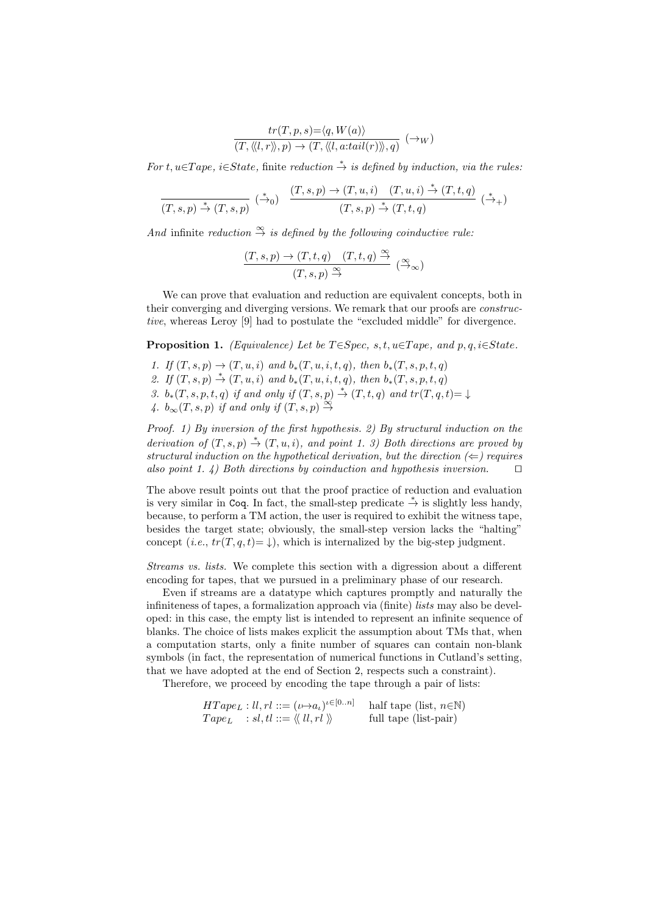$$\frac{tr(T,p,s)=\langle q, W(a)\rangle}{(T, \langle\!\langle l,r\rangle\!\rangle, p) \rightarrow (T, \langle\!\langle l, a{:}tail(r)\rangle\!\rangle, q)}\ (\rightarrow_W)$$

*For $t, u \in Tape$, $i \in State$,* finite *reduction $\stackrel{*}{\rightarrow}$ is defined by induction, via the rules:*

$$\frac{}{(T,s,p) \stackrel{*}{\rightarrow} (T,s,p)}\ (\stackrel{*}{\rightarrow}_0) \quad \frac{(T,s,p) \rightarrow (T,u,i) \quad (T,u,i) \stackrel{*}{\rightarrow} (T,t,q)}{(T,s,p) \stackrel{*}{\rightarrow} (T,t,q)}\ (\stackrel{*}{\rightarrow}_+)$$

*And* infinite *reduction $\stackrel{\infty}{\rightarrow}$ is defined by the following coinductive rule:*

$$\frac{(T,s,p) \rightarrow (T,t,q) \quad (T,t,q) \stackrel{\infty}{\rightarrow}}{(T,s,p) \stackrel{\infty}{\rightarrow}}\ (\stackrel{\infty}{\rightarrow}_\infty)$$

We can prove that evaluation and reduction are equivalent concepts, both in their converging and diverging versions. We remark that our proofs are *constructive*, whereas Leroy [9] had to postulate the "excluded middle" for divergence.

**Proposition 1.** *(Equivalence) Let be $T \in Spec$, $s, t, u \in Tape$, and $p, q, i \in State$.*

1. *If $(T,s,p) \rightarrow (T,u,i)$ and $b_*(T,u,i,t,q)$, then $b_*(T,s,p,t,q)$*
2. *If $(T,s,p) \stackrel{*}{\rightarrow} (T,u,i)$ and $b_*(T,u,i,t,q)$, then $b_*(T,s,p,t,q)$*
3. *$b_*(T,s,p,t,q)$ if and only if $(T,s,p) \stackrel{*}{\rightarrow} (T,t,q)$ and $tr(T,q,t) = \downarrow$*
4. *$b_\infty(T,s,p)$ if and only if $(T,s,p) \stackrel{\infty}{\rightarrow}$*

*Proof.* *1) By inversion of the first hypothesis. 2) By structural induction on the derivation of $(T,s,p) \stackrel{*}{\rightarrow} (T,u,i)$, and point 1. 3) Both directions are proved by structural induction on the hypothetical derivation, but the direction ($\Leftarrow$) requires also point 1. 4) Both directions by coinduction and hypothesis inversion.* $\square$

The above result points out that the proof practice of reduction and evaluation is very similar in Coq. In fact, the small-step predicate $\stackrel{*}{\rightarrow}$ is slightly less handy, because, to perform a TM action, the user is required to exhibit the witness tape, besides the target state; obviously, the small-step version lacks the "halting" concept (*i.e.*, $tr(T,q,t) = \downarrow$), which is internalized by the big-step judgment.

*Streams vs. lists.* We complete this section with a digression about a different encoding for tapes, that we pursued in a preliminary phase of our research.

Even if streams are a datatype which captures promptly and naturally the infiniteness of tapes, a formalization approach via (finite) *lists* may also be developed: in this case, the empty list is intended to represent an infinite sequence of blanks. The choice of lists makes explicit the assumption about TMs that, when a computation starts, only a finite number of squares can contain non-blank symbols (in fact, the representation of numerical functions in Cutland's setting, that we have adopted at the end of Section 2, respects such a constraint).

Therefore, we proceed by encoding the tape through a pair of lists:

$$\begin{array}{lll} HTape_L : ll, rl ::= (\iota \mapsto a_\iota)^{\iota \in [0..n]} & & \text{half tape (list, } n \in \mathbb{N}\text{)} \\ Tape_L \quad : sl, tl ::= \langle\!\langle\, ll, rl \,\rangle\!\rangle & & \text{full tape (list-pair)} \end{array}$$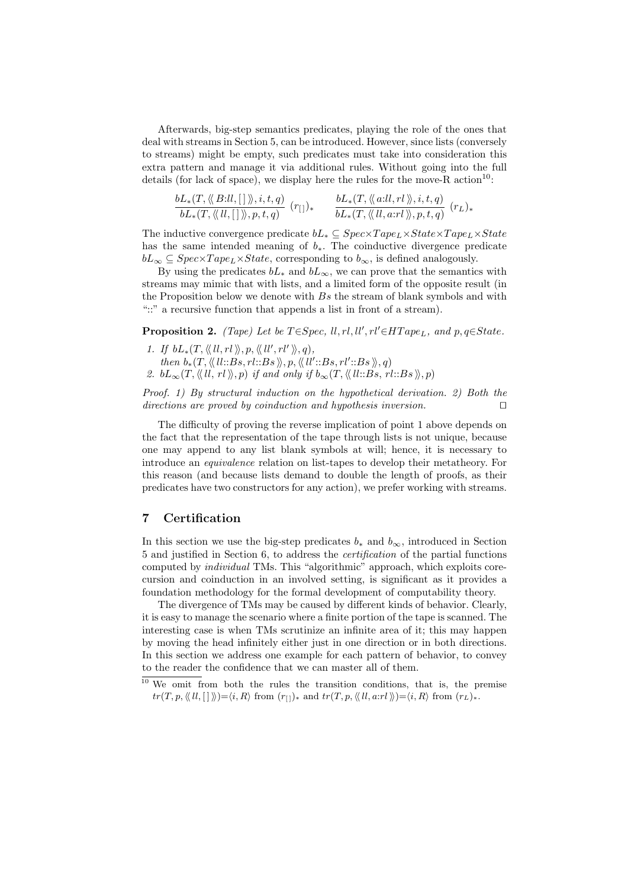Afterwards, big-step semantics predicates, playing the role of the ones that deal with streams in Section 5, can be introduced. However, since lists (conversely to streams) might be empty, such predicates must take into consideration this extra pattern and manage it via additional rules. Without going into the full details (for lack of space), we display here the rules for the move-R action[10]:

$$\frac{bL_*(T, \langle\!\langle B{:}ll, [\,] \rangle\!\rangle, i, t, q)}{bL_*(T, \langle\!\langle ll, [\,] \rangle\!\rangle, p, t, q)}\ (r_{[\,]})_* \qquad \frac{bL_*(T, \langle\!\langle a{:}ll, rl \rangle\!\rangle, i, t, q)}{bL_*(T, \langle\!\langle ll, a{:}rl \rangle\!\rangle, p, t, q)}\ (r_L)_*$$

The inductive convergence predicate $bL_* \subseteq Spec{\times}Tape_L{\times}State{\times}Tape_L{\times}State$ has the same intended meaning of $b_*$. The coinductive divergence predicate $bL_\infty \subseteq Spec{\times}Tape_L{\times}State$, corresponding to $b_\infty$, is defined analogously.

By using the predicates $bL_*$ and $bL_\infty$, we can prove that the semantics with streams may mimic that with lists, and a limited form of the opposite result (in the Proposition below we denote with $Bs$ the stream of blank symbols and with "::" a recursive function that appends a list in front of a stream).

**Proposition 2.** *(Tape) Let be $T{\in}Spec$, $ll, rl, ll', rl'{\in}HTape_L$, and $p, q{\in}State$.*

1. *If $bL_*(T, \langle\!\langle ll, rl \rangle\!\rangle, p, \langle\!\langle ll', rl' \rangle\!\rangle, q)$, then $b_*(T, \langle\!\langle ll{::}Bs, rl{::}Bs \rangle\!\rangle, p, \langle\!\langle ll'{::}Bs, rl'{::}Bs \rangle\!\rangle, q)$*
2. *$bL_\infty(T, \langle\!\langle ll, rl \rangle\!\rangle, p)$ if and only if $b_\infty(T, \langle\!\langle ll{::}Bs, rl{::}Bs \rangle\!\rangle, p)$*

*Proof. 1) By structural induction on the hypothetical derivation. 2) Both the directions are proved by coinduction and hypothesis inversion.* □

The difficulty of proving the reverse implication of point 1 above depends on the fact that the representation of the tape through lists is not unique, because one may append to any list blank symbols at will; hence, it is necessary to introduce an *equivalence* relation on list-tapes to develop their metatheory. For this reason (and because lists demand to double the length of proofs, as their predicates have two constructors for any action), we prefer working with streams.

## 7 Certification

In this section we use the big-step predicates $b_*$ and $b_\infty$, introduced in Section 5 and justified in Section 6, to address the *certification* of the partial functions computed by *individual* TMs. This "algorithmic" approach, which exploits corecursion and coinduction in an involved setting, is significant as it provides a foundation methodology for the formal development of computability theory.

The divergence of TMs may be caused by different kinds of behavior. Clearly, it is easy to manage the scenario where a finite portion of the tape is scanned. The interesting case is when TMs scrutinize an infinite area of it; this may happen by moving the head infinitely either just in one direction or in both directions. In this section we address one example for each pattern of behavior, to convey to the reader the confidence that we can master all of them.

[10] We omit from both the rules the transition conditions, that is, the premise $tr(T, p, \langle\!\langle ll, [\,] \rangle\!\rangle){=}\langle i, R\rangle$ from $(r_{[\,]})_*$ and $tr(T, p, \langle\!\langle ll, a{:}rl \rangle\!\rangle){=}\langle i, R\rangle$ from $(r_L)_*$.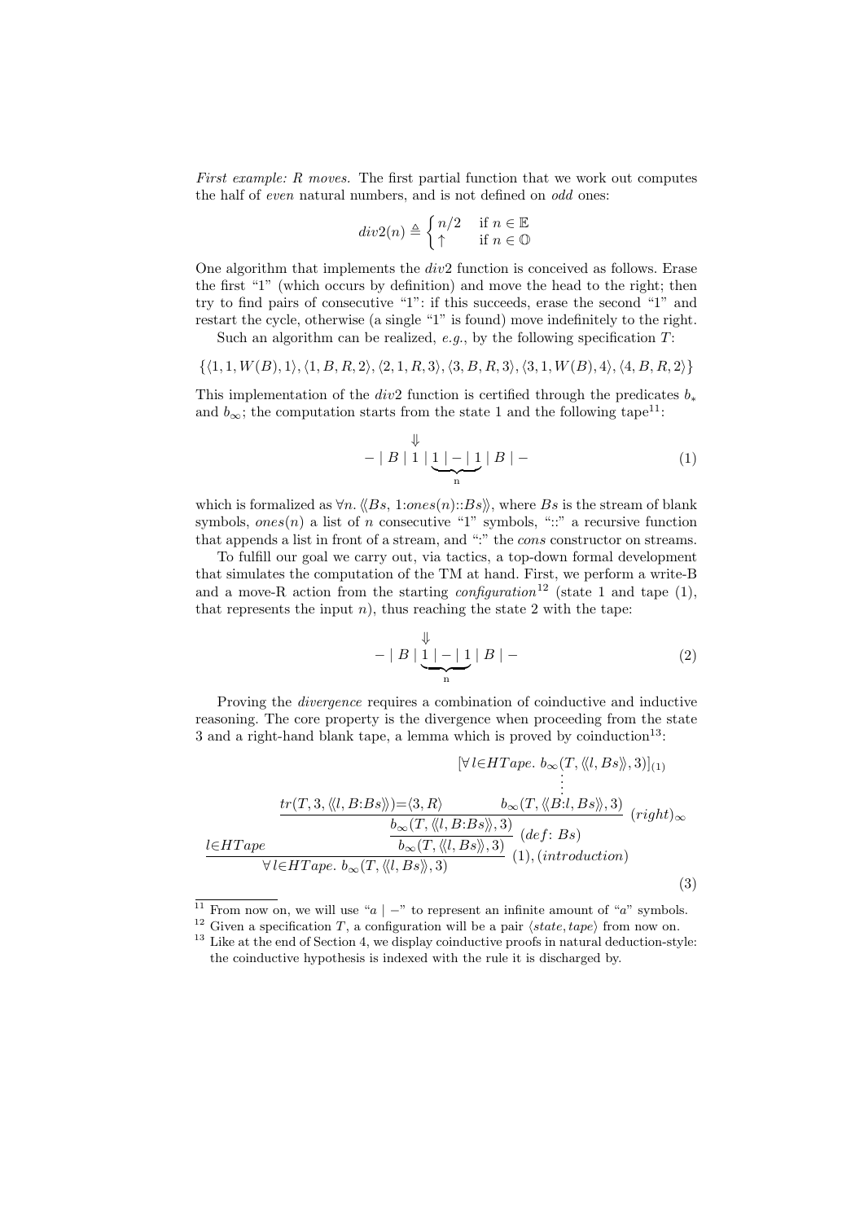*First example: R moves.* The first partial function that we work out computes the half of *even* natural numbers, and is not defined on *odd* ones:

$$div2(n) \triangleq \begin{cases} n/2 & \text{if } n \in \mathbb{E} \\ \uparrow & \text{if } n \in \mathbb{O} \end{cases}$$

One algorithm that implements the $div2$ function is conceived as follows. Erase the first "1" (which occurs by definition) and move the head to the right; then try to find pairs of consecutive "1": if this succeeds, erase the second "1" and restart the cycle, otherwise (a single "1" is found) move indefinitely to the right.

Such an algorithm can be realized, *e.g.*, by the following specification $T$:

$$\{\langle 1, 1, W(B), 1\rangle, \langle 1, B, R, 2\rangle, \langle 2, 1, R, 3\rangle, \langle 3, B, R, 3\rangle, \langle 3, 1, W(B), 4\rangle, \langle 4, B, R, 2\rangle\}$$

This implementation of the $div2$ function is certified through the predicates $b_*$ and $b_\infty$; the computation starts from the state 1 and the following tape[11]:

$$- \mid B \mid \overset{\Downarrow}{1} \mid \underbrace{1 \mid - \mid 1}_{\text{n}} \mid B \mid - \tag{1}$$

which is formalized as $\forall n. \langle\!\langle Bs,\ 1{:}ones(n){::}Bs \rangle\!\rangle$, where $Bs$ is the stream of blank symbols, $ones(n)$ a list of $n$ consecutive "1" symbols, "::" a recursive function that appends a list in front of a stream, and ":" the *cons* constructor on streams.

To fulfill our goal we carry out, via tactics, a top-down formal development that simulates the computation of the TM at hand. First, we perform a write-B and a move-R action from the starting *configuration*[12] (state 1 and tape (1), that represents the input $n$), thus reaching the state 2 with the tape:

$$- \mid B \mid \underbrace{\overset{\Downarrow}{1} \mid - \mid 1}_{\text{n}} \mid B \mid - \tag{2}$$

Proving the *divergence* requires a combination of coinductive and inductive reasoning. The core property is the divergence when proceeding from the state 3 and a right-hand blank tape, a lemma which is proved by coinduction[13]:

$$\dfrac{l \in HTape \qquad \dfrac{\dfrac{tr(T, 3, \langle\!\langle l, B{:}Bs \rangle\!\rangle) = \langle 3, R\rangle \qquad \begin{matrix} [\forall\, l \in HTape.\ b_\infty(T, \langle\!\langle l, Bs \rangle\!\rangle, 3)]_{(1)} \\ \vdots \\ b_\infty(T, \langle\!\langle B{:}l, Bs \rangle\!\rangle, 3) \end{matrix}}{b_\infty(T, \langle\!\langle l, B{:}Bs \rangle\!\rangle, 3)}\ (right)_\infty}{b_\infty(T, \langle\!\langle l, Bs \rangle\!\rangle, 3)}\ (def\!: Bs)}{\forall\, l \in HTape.\ b_\infty(T, \langle\!\langle l, Bs \rangle\!\rangle, 3)}\ (1), (introduction) \tag{3}$$

[11] From now on, we will use "$a \mid -$" to represent an infinite amount of "$a$" symbols.

[12] Given a specification $T$, a configuration will be a pair $\langle state, tape\rangle$ from now on.

[13] Like at the end of Section 4, we display coinductive proofs in natural deduction-style: the coinductive hypothesis is indexed with the rule it is discharged by.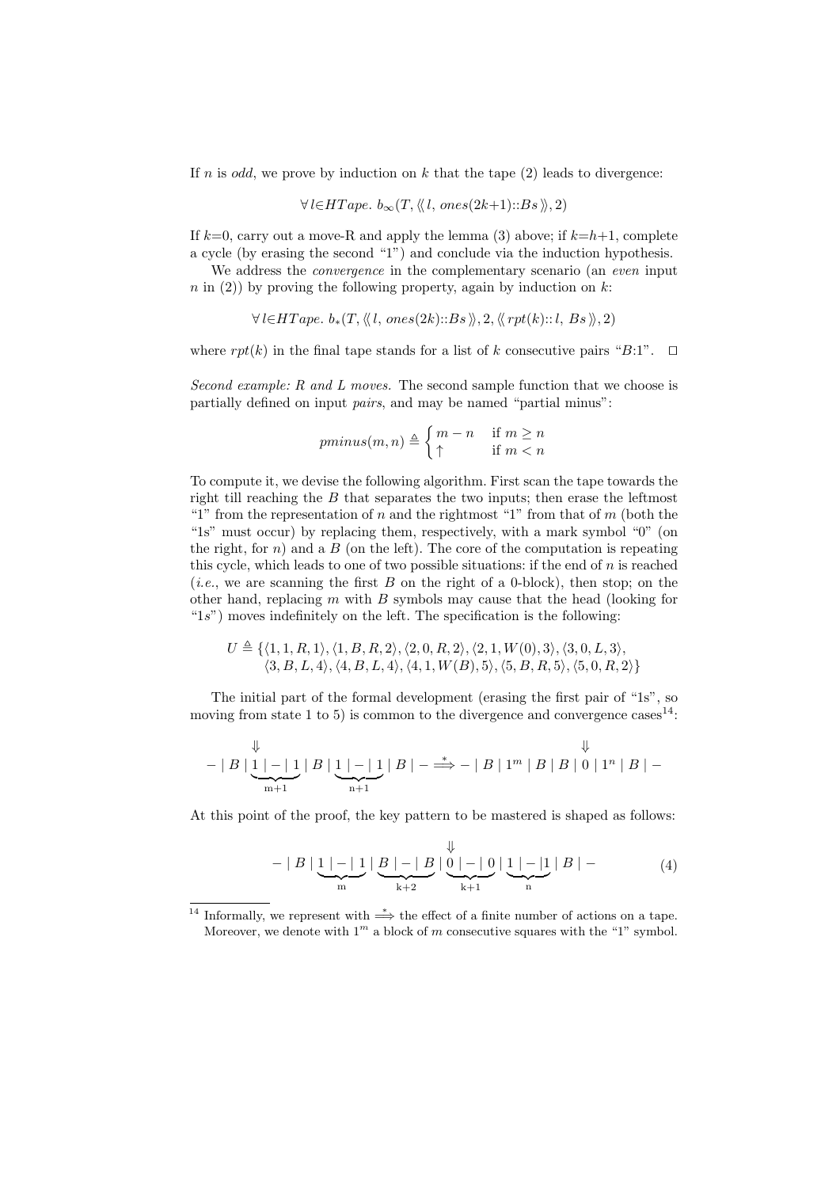If $n$ is *odd*, we prove by induction on $k$ that the tape (2) leads to divergence:

$$\forall\, l \in HTape.\ b_\infty(T, \langle\!\langle\, l,\ ones(2k{+}1)::Bs \,\rangle\!\rangle, 2)$$

If $k{=}0$, carry out a move-R and apply the lemma (3) above; if $k{=}h{+}1$, complete a cycle (by erasing the second "1") and conclude via the induction hypothesis.

We address the *convergence* in the complementary scenario (an *even* input $n$ in (2)) by proving the following property, again by induction on $k$:

$$\forall\, l \in HTape.\ b_*(T, \langle\!\langle\, l,\ ones(2k)::Bs \,\rangle\!\rangle, 2, \langle\!\langle\, rpt(k)::l,\ Bs \,\rangle\!\rangle, 2)$$

where $rpt(k)$ in the final tape stands for a list of $k$ consecutive pairs "$B$:1". $\square$

*Second example: R and L moves.* The second sample function that we choose is partially defined on input *pairs*, and may be named "partial minus":

$$pminus(m, n) \triangleq \begin{cases} m - n & \text{if } m \geq n \\ \uparrow & \text{if } m < n \end{cases}$$

To compute it, we devise the following algorithm. First scan the tape towards the right till reaching the $B$ that separates the two inputs; then erase the leftmost "1" from the representation of $n$ and the rightmost "1" from that of $m$ (both the "1s" must occur) by replacing them, respectively, with a mark symbol "0" (on the right, for $n$) and a $B$ (on the left). The core of the computation is repeating this cycle, which leads to one of two possible situations: if the end of $n$ is reached (*i.e.*, we are scanning the first $B$ on the right of a 0-block), then stop; on the other hand, replacing $m$ with $B$ symbols may cause that the head (looking for "1$s$") moves indefinitely on the left. The specification is the following:

$$\begin{aligned} U \triangleq \{&\langle 1, 1, R, 1\rangle, \langle 1, B, R, 2\rangle, \langle 2, 0, R, 2\rangle, \langle 2, 1, W(0), 3\rangle, \langle 3, 0, L, 3\rangle, \\ &\langle 3, B, L, 4\rangle, \langle 4, B, L, 4\rangle, \langle 4, 1, W(B), 5\rangle, \langle 5, B, R, 5\rangle, \langle 5, 0, R, 2\rangle\} \end{aligned}$$

The initial part of the formal development (erasing the first pair of "1s", so moving from state 1 to 5) is common to the divergence and convergence cases[14]:

$$- \mid B \mid \underbrace{\overset{\Downarrow}{1} \mid - \mid 1}_{m+1} \mid B \mid \underbrace{1 \mid - \mid 1}_{n+1} \mid B \mid - \overset{*}{\Longrightarrow} - \mid B \mid 1^m \mid B \mid B \mid \overset{\Downarrow}{0} \mid 1^n \mid B \mid -$$

At this point of the proof, the key pattern to be mastered is shaped as follows:

$$- \mid B \mid \underbrace{1 \mid - \mid 1}_{m} \mid \underbrace{B \mid - \mid B}_{k+2} \mid \underbrace{\overset{\Downarrow}{0} \mid - \mid 0}_{k+1} \mid \underbrace{1 \mid - \mid 1}_{n} \mid B \mid - \tag{4}$$

[14] Informally, we represent with $\overset{*}{\Longrightarrow}$ the effect of a finite number of actions on a tape. Moreover, we denote with $1^m$ a block of $m$ consecutive squares with the "1" symbol.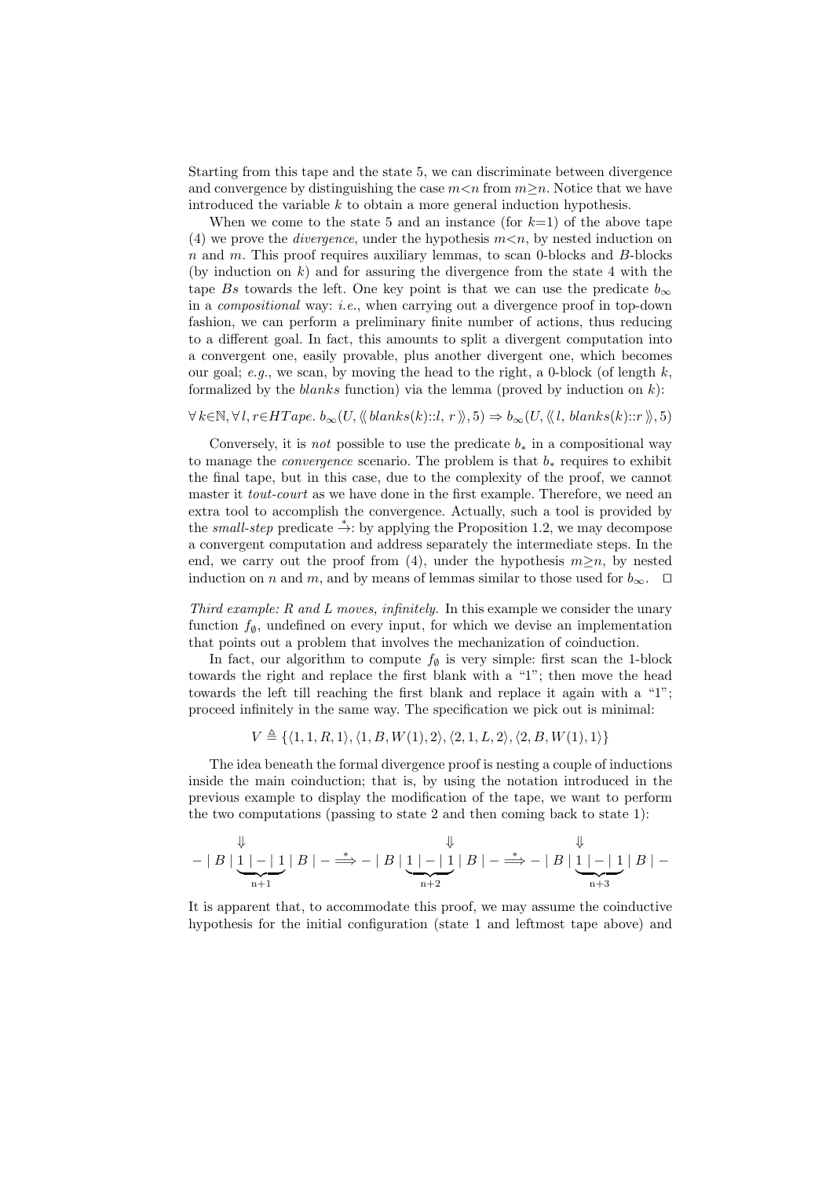Starting from this tape and the state 5, we can discriminate between divergence and convergence by distinguishing the case $m<n$ from $m\geq n$. Notice that we have introduced the variable $k$ to obtain a more general induction hypothesis.

When we come to the state 5 and an instance (for $k=1$) of the above tape (4) we prove the *divergence*, under the hypothesis $m<n$, by nested induction on $n$ and $m$. This proof requires auxiliary lemmas, to scan 0-blocks and $B$-blocks (by induction on $k$) and for assuring the divergence from the state 4 with the tape $Bs$ towards the left. One key point is that we can use the predicate $b_\infty$ in a *compositional* way: *i.e.*, when carrying out a divergence proof in top-down fashion, we can perform a preliminary finite number of actions, thus reducing to a different goal. In fact, this amounts to split a divergent computation into a convergent one, easily provable, plus another divergent one, which becomes our goal; *e.g.*, we scan, by moving the head to the right, a 0-block (of length $k$, formalized by the *blanks* function) via the lemma (proved by induction on $k$):

$$\forall\, k\in\mathbb{N}, \forall\, l, r\in HTape.\; b_\infty(U, \langle\!\langle\, blanks(k)::l,\; r \,\rangle\!\rangle, 5) \Rightarrow b_\infty(U, \langle\!\langle\, l,\; blanks(k)::r \,\rangle\!\rangle, 5)$$

Conversely, it is *not* possible to use the predicate $b_*$ in a compositional way to manage the *convergence* scenario. The problem is that $b_*$ requires to exhibit the final tape, but in this case, due to the complexity of the proof, we cannot master it *tout-court* as we have done in the first example. Therefore, we need an extra tool to accomplish the convergence. Actually, such a tool is provided by the *small-step* predicate $\stackrel{*}{\rightarrow}$: by applying the Proposition 1.2, we may decompose a convergent computation and address separately the intermediate steps. In the end, we carry out the proof from (4), under the hypothesis $m\geq n$, by nested induction on $n$ and $m$, and by means of lemmas similar to those used for $b_\infty$. $\square$

*Third example: R and L moves, infinitely.* In this example we consider the unary function $f_\emptyset$, undefined on every input, for which we devise an implementation that points out a problem that involves the mechanization of coinduction.

In fact, our algorithm to compute $f_\emptyset$ is very simple: first scan the 1-block towards the right and replace the first blank with a "1"; then move the head towards the left till reaching the first blank and replace it again with a "1"; proceed infinitely in the same way. The specification we pick out is minimal:

$$V \triangleq \{\langle 1, 1, R, 1\rangle, \langle 1, B, W(1), 2\rangle, \langle 2, 1, L, 2\rangle, \langle 2, B, W(1), 1\rangle\}$$

The idea beneath the formal divergence proof is nesting a couple of inductions inside the main coinduction; that is, by using the notation introduced in the previous example to display the modification of the tape, we want to perform the two computations (passing to state 2 and then coming back to state 1):

$$- \mid B \mid \underbrace{\overset{\Downarrow}{1} \mid - \mid 1}_{\text{n+1}} \mid B \mid - \stackrel{*}{\Longrightarrow} - \mid B \mid \underbrace{1 \mid - \mid \overset{\Downarrow}{1}}_{\text{n+2}} \mid B \mid - \stackrel{*}{\Longrightarrow} - \mid B \mid \underbrace{\overset{\Downarrow}{1} \mid - \mid 1}_{\text{n+3}} \mid B \mid -$$

It is apparent that, to accommodate this proof, we may assume the coinductive hypothesis for the initial configuration (state 1 and leftmost tape above) and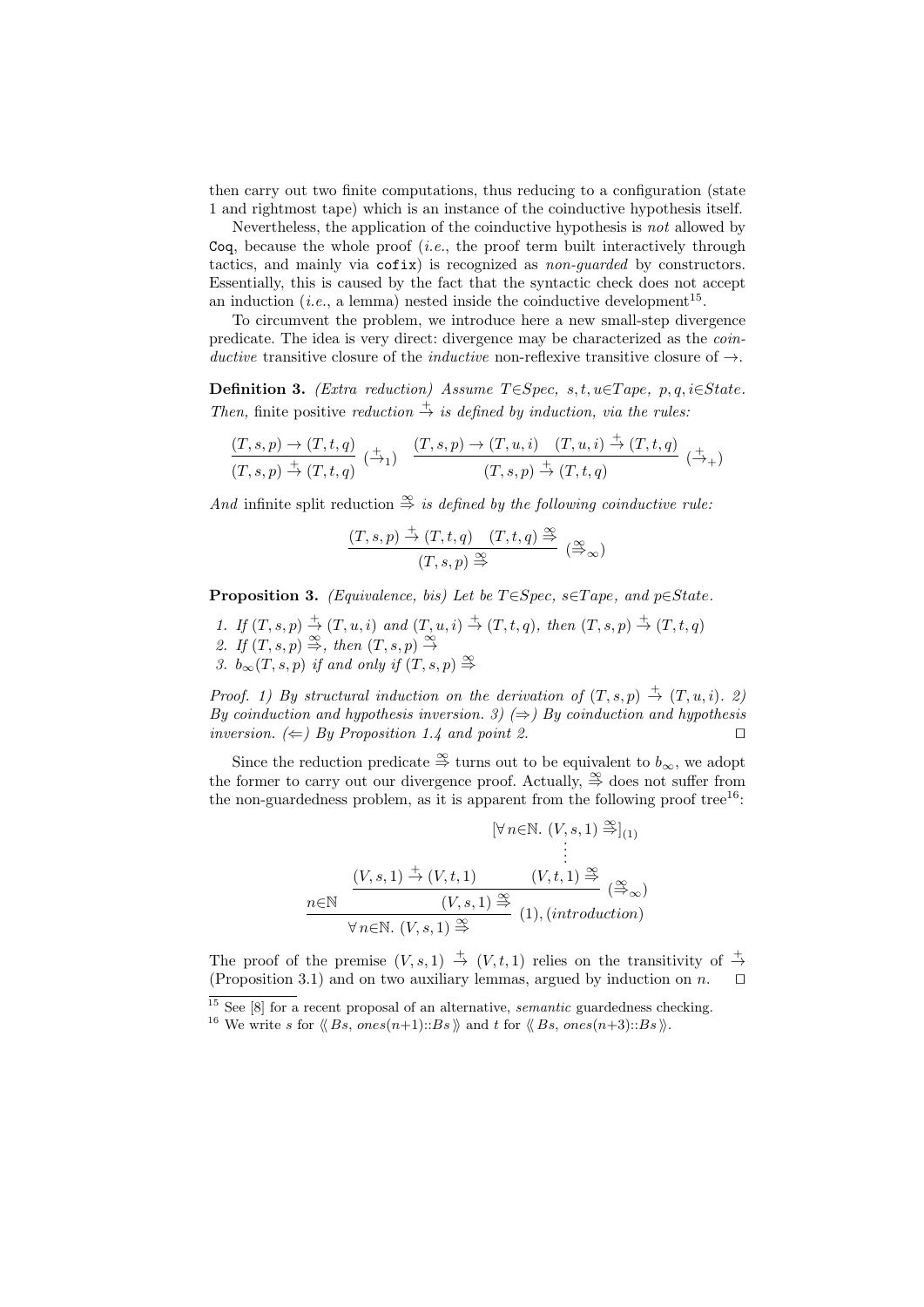then carry out two finite computations, thus reducing to a configuration (state 1 and rightmost tape) which is an instance of the coinductive hypothesis itself.

Nevertheless, the application of the coinductive hypothesis is *not* allowed by `Coq`, because the whole proof (*i.e.*, the proof term built interactively through tactics, and mainly via `cofix`) is recognized as *non-guarded* by constructors. Essentially, this is caused by the fact that the syntactic check does not accept an induction (*i.e.*, a lemma) nested inside the coinductive development[15].

To circumvent the problem, we introduce here a new small-step divergence predicate. The idea is very direct: divergence may be characterized as the *coinductive* transitive closure of the *inductive* non-reflexive transitive closure of $\rightarrow$.

**Definition 3.** *(Extra reduction) Assume $T \in Spec$, $s, t, u \in Tape$, $p, q, i \in State$. Then,* finite positive *reduction* $\overset{+}{\rightarrow}$ *is defined by induction, via the rules:*

$$\frac{(T,s,p) \rightarrow (T,t,q)}{(T,s,p) \overset{+}{\rightarrow} (T,t,q)}\ (\overset{+}{\rightarrow}_1) \qquad \frac{(T,s,p) \rightarrow (T,u,i) \quad (T,u,i) \overset{+}{\rightarrow} (T,t,q)}{(T,s,p) \overset{+}{\rightarrow} (T,t,q)}\ (\overset{+}{\rightarrow}_+)$$

*And* infinite split reduction $\overset{\infty}{\Rrightarrow}$ *is defined by the following coinductive rule:*

$$\frac{(T,s,p) \overset{+}{\rightarrow} (T,t,q) \quad (T,t,q) \overset{\infty}{\Rrightarrow}}{(T,s,p) \overset{\infty}{\Rrightarrow}}\ (\overset{\infty}{\Rrightarrow}_\infty)$$

**Proposition 3.** *(Equivalence, bis) Let be $T \in Spec$, $s \in Tape$, and $p \in State$.*

1. *If $(T,s,p) \overset{+}{\rightarrow} (T,u,i)$ and $(T,u,i) \overset{+}{\rightarrow} (T,t,q)$, then $(T,s,p) \overset{+}{\rightarrow} (T,t,q)$*
2. *If $(T,s,p) \overset{\infty}{\Rrightarrow}$, then $(T,s,p) \overset{\infty}{\rightarrow}$*
3. *$b_\infty(T,s,p)$ if and only if $(T,s,p) \overset{\infty}{\Rrightarrow}$*

*Proof. 1) By structural induction on the derivation of $(T,s,p) \overset{+}{\rightarrow} (T,u,i)$. 2) By coinduction and hypothesis inversion. 3) ($\Rightarrow$) By coinduction and hypothesis inversion. ($\Leftarrow$) By Proposition 1.4 and point 2.* □

Since the reduction predicate $\overset{\infty}{\Rrightarrow}$ turns out to be equivalent to $b_\infty$, we adopt the former to carry out our divergence proof. Actually, $\overset{\infty}{\Rrightarrow}$ does not suffer from the non-guardedness problem, as it is apparent from the following proof tree[16]:

$$\frac{n \in \mathbb{N} \qquad \dfrac{(V,s,1) \overset{+}{\rightarrow} (V,t,1) \qquad \begin{matrix}[\forall\, n \in \mathbb{N}.\ (V,s,1) \overset{\infty}{\Rrightarrow}]_{(1)} \\ \vdots \\ (V,t,1) \overset{\infty}{\Rrightarrow}\end{matrix}}{(V,s,1) \overset{\infty}{\Rrightarrow}}\ (\overset{\infty}{\Rrightarrow}_\infty)}{\forall\, n \in \mathbb{N}.\ (V,s,1) \overset{\infty}{\Rrightarrow}}\ (1), (introduction)$$

The proof of the premise $(V,s,1) \overset{+}{\rightarrow} (V,t,1)$ relies on the transitivity of $\overset{+}{\rightarrow}$ (Proposition 3.1) and on two auxiliary lemmas, argued by induction on $n$. □

[15] See [8] for a recent proposal of an alternative, *semantic* guardedness checking.

[16] We write $s$ for $\langle\!\langle\, Bs,\ ones(n{+}1){::}Bs \,\rangle\!\rangle$ and $t$ for $\langle\!\langle\, Bs,\ ones(n{+}3){::}Bs \,\rangle\!\rangle$.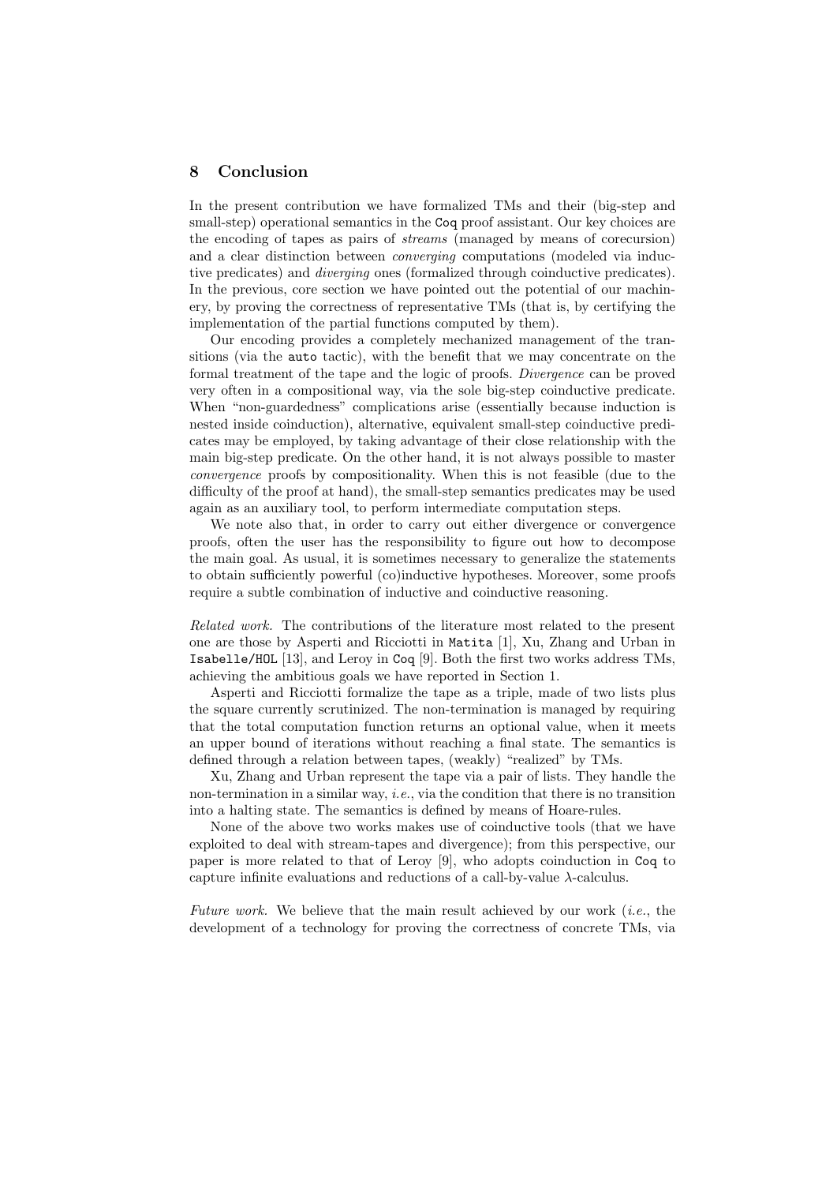## 8 Conclusion

In the present contribution we have formalized TMs and their (big-step and small-step) operational semantics in the `Coq` proof assistant. Our key choices are the encoding of tapes as pairs of *streams* (managed by means of corecursion) and a clear distinction between *converging* computations (modeled via inductive predicates) and *diverging* ones (formalized through coinductive predicates). In the previous, core section we have pointed out the potential of our machinery, by proving the correctness of representative TMs (that is, by certifying the implementation of the partial functions computed by them).

Our encoding provides a completely mechanized management of the transitions (via the `auto` tactic), with the benefit that we may concentrate on the formal treatment of the tape and the logic of proofs. *Divergence* can be proved very often in a compositional way, via the sole big-step coinductive predicate. When "non-guardedness" complications arise (essentially because induction is nested inside coinduction), alternative, equivalent small-step coinductive predicates may be employed, by taking advantage of their close relationship with the main big-step predicate. On the other hand, it is not always possible to master *convergence* proofs by compositionality. When this is not feasible (due to the difficulty of the proof at hand), the small-step semantics predicates may be used again as an auxiliary tool, to perform intermediate computation steps.

We note also that, in order to carry out either divergence or convergence proofs, often the user has the responsibility to figure out how to decompose the main goal. As usual, it is sometimes necessary to generalize the statements to obtain sufficiently powerful (co)inductive hypotheses. Moreover, some proofs require a subtle combination of inductive and coinductive reasoning.

*Related work.* The contributions of the literature most related to the present one are those by Asperti and Ricciotti in `Matita` [1], Xu, Zhang and Urban in `Isabelle/HOL` [13], and Leroy in `Coq` [9]. Both the first two works address TMs, achieving the ambitious goals we have reported in Section 1.

Asperti and Ricciotti formalize the tape as a triple, made of two lists plus the square currently scrutinized. The non-termination is managed by requiring that the total computation function returns an optional value, when it meets an upper bound of iterations without reaching a final state. The semantics is defined through a relation between tapes, (weakly) "realized" by TMs.

Xu, Zhang and Urban represent the tape via a pair of lists. They handle the non-termination in a similar way, *i.e.*, via the condition that there is no transition into a halting state. The semantics is defined by means of Hoare-rules.

None of the above two works makes use of coinductive tools (that we have exploited to deal with stream-tapes and divergence); from this perspective, our paper is more related to that of Leroy [9], who adopts coinduction in `Coq` to capture infinite evaluations and reductions of a call-by-value $\lambda$-calculus.

*Future work.* We believe that the main result achieved by our work (*i.e.*, the development of a technology for proving the correctness of concrete TMs, via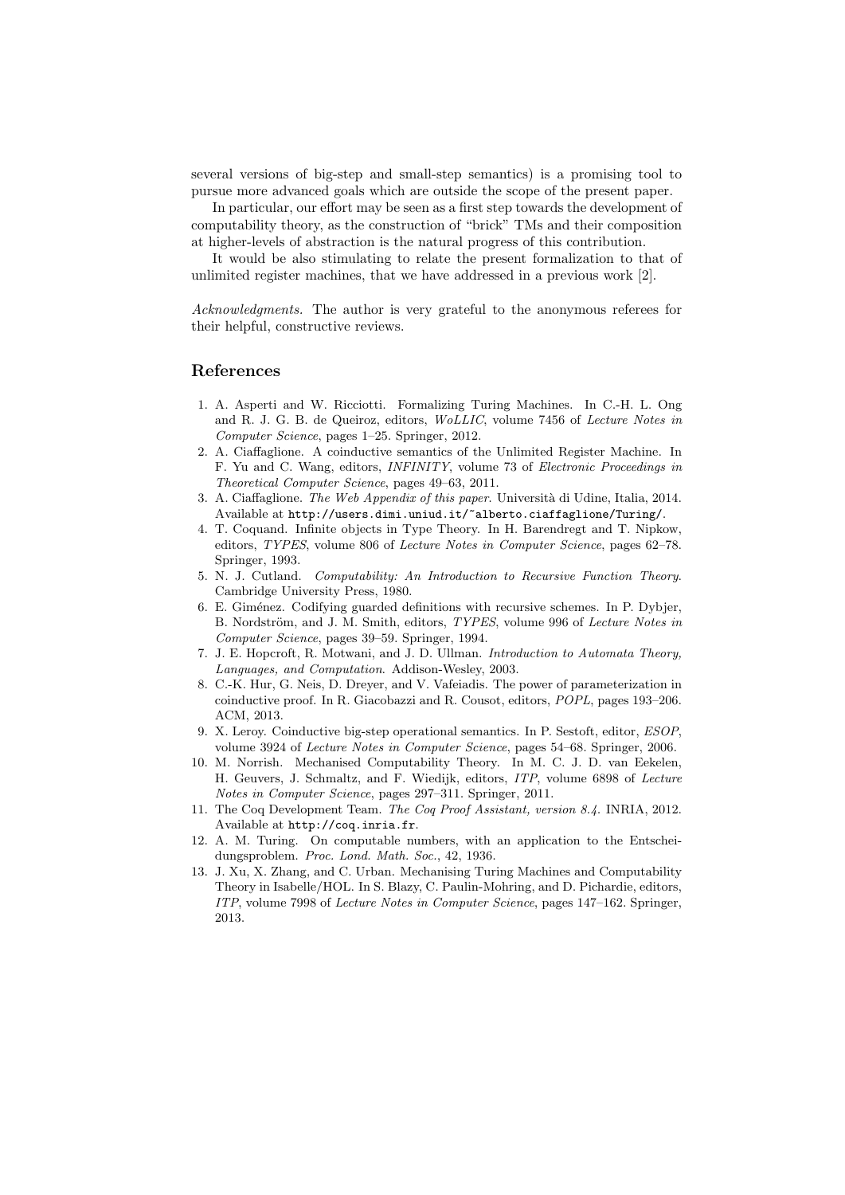several versions of big-step and small-step semantics) is a promising tool to pursue more advanced goals which are outside the scope of the present paper.

In particular, our effort may be seen as a first step towards the development of computability theory, as the construction of "brick" TMs and their composition at higher-levels of abstraction is the natural progress of this contribution.

It would be also stimulating to relate the present formalization to that of unlimited register machines, that we have addressed in a previous work [2].

*Acknowledgments.* The author is very grateful to the anonymous referees for their helpful, constructive reviews.

## References

1. A. Asperti and W. Ricciotti. Formalizing Turing Machines. In C.-H. L. Ong and R. J. G. B. de Queiroz, editors, *WoLLIC*, volume 7456 of *Lecture Notes in Computer Science*, pages 1–25. Springer, 2012.
2. A. Ciaffaglione. A coinductive semantics of the Unlimited Register Machine. In F. Yu and C. Wang, editors, *INFINITY*, volume 73 of *Electronic Proceedings in Theoretical Computer Science*, pages 49–63, 2011.
3. A. Ciaffaglione. *The Web Appendix of this paper.* Università di Udine, Italia, 2014. Available at `http://users.dimi.uniud.it/~alberto.ciaffaglione/Turing/`.
4. T. Coquand. Infinite objects in Type Theory. In H. Barendregt and T. Nipkow, editors, *TYPES*, volume 806 of *Lecture Notes in Computer Science*, pages 62–78. Springer, 1993.
5. N. J. Cutland. *Computability: An Introduction to Recursive Function Theory.* Cambridge University Press, 1980.
6. E. Giménez. Codifying guarded definitions with recursive schemes. In P. Dybjer, B. Nordström, and J. M. Smith, editors, *TYPES*, volume 996 of *Lecture Notes in Computer Science*, pages 39–59. Springer, 1994.
7. J. E. Hopcroft, R. Motwani, and J. D. Ullman. *Introduction to Automata Theory, Languages, and Computation*. Addison-Wesley, 2003.
8. C.-K. Hur, G. Neis, D. Dreyer, and V. Vafeiadis. The power of parameterization in coinductive proof. In R. Giacobazzi and R. Cousot, editors, *POPL*, pages 193–206. ACM, 2013.
9. X. Leroy. Coinductive big-step operational semantics. In P. Sestoft, editor, *ESOP*, volume 3924 of *Lecture Notes in Computer Science*, pages 54–68. Springer, 2006.
10. M. Norrish. Mechanised Computability Theory. In M. C. J. D. van Eekelen, H. Geuvers, J. Schmaltz, and F. Wiedijk, editors, *ITP*, volume 6898 of *Lecture Notes in Computer Science*, pages 297–311. Springer, 2011.
11. The Coq Development Team. *The Coq Proof Assistant, version 8.4*. INRIA, 2012. Available at `http://coq.inria.fr`.
12. A. M. Turing. On computable numbers, with an application to the Entscheidungsproblem. *Proc. Lond. Math. Soc.*, 42, 1936.
13. J. Xu, X. Zhang, and C. Urban. Mechanising Turing Machines and Computability Theory in Isabelle/HOL. In S. Blazy, C. Paulin-Mohring, and D. Pichardie, editors, *ITP*, volume 7998 of *Lecture Notes in Computer Science*, pages 147–162. Springer, 2013.